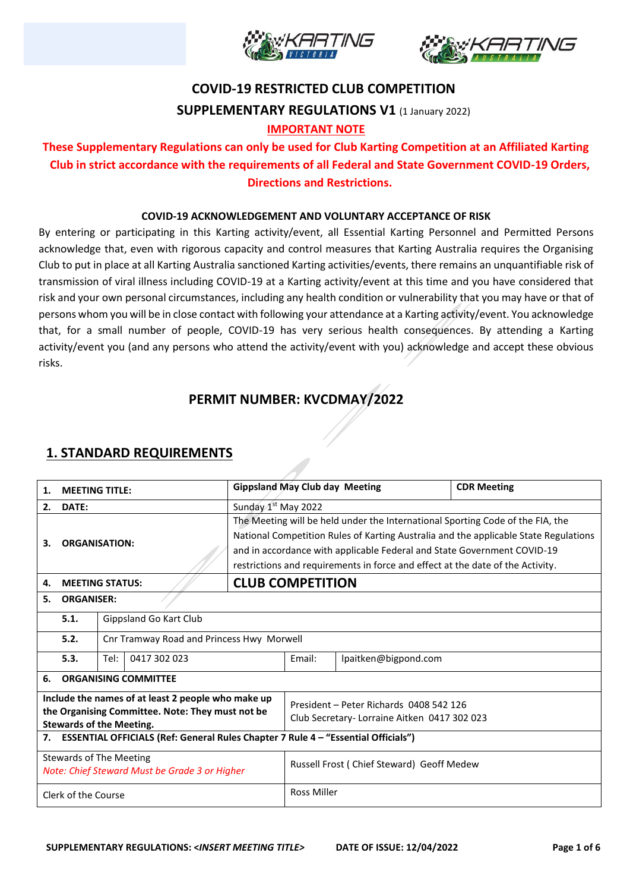# COVID-19 RESTRICTED CLUB COMPETITION

## SUPPLEMENTARY REGULATIONS V1 (1 January 2022)

**IMPORTANT NOTE**

**These Supplementary Regulations can only be used for Club Karting Competition at an Affiliated Karting Club in strict accordance with the requirements of all Federal and State Government COVID-19 Orders, Directions and Restrictions.**

**COVID-19 ACKNOWLEDGEMENT AND VOLUNTARY ACCEPTANCE OF RISK**

By entering or participating in this Karting activity/event, all Essential Karting Personnel and Permitted Persons acknowledge that, even with rigorous capacity and control measures that Karting Australia requires the Organising Club to put in place at all Karting Australia sanctioned Karting activities/events, there remains an unquantifiable risk of transmission of viral illness including COVID-19 at a Karting activity/event at this time and you have considered that risk and your own personal circumstances, including any health condition or vulnerability that you may have or that of persons whom you will be in close contact with following your attendance at a Karting activity/event. You acknowledge that, for a small number of people, COVID-19 has very serious health consequences. By attending a Karting activity/event you (and any persons who attend the activity/event with you) acknowledge and accept these obvious risks.

## PERMIT NUMBER: KVCDMAY/2022

## 1. STANDARD REQUIREMENTS

| | | | | |
|---|---|---|---|---|
| **1. MEETING TITLE:** | | **Gippsland May Club day Meeting** | | **CDR Meeting** |
| **2. DATE:** | | Sunday 1st May 2022 | | |
| **3. ORGANISATION:** | | The Meeting will be held under the International Sporting Code of the FIA, the National Competition Rules of Karting Australia and the applicable State Regulations and in accordance with applicable Federal and State Government COVID-19 restrictions and requirements in force and effect at the date of the Activity. | | |
| **4. MEETING STATUS:** | | **CLUB COMPETITION** | | |
| **5. ORGANISER:** | | | | |
| **5.1.** | Gippsland Go Kart Club | | | |
| **5.2.** | Cnr Tramway Road and Princess Hwy Morwell | | | |
| **5.3.** | Tel: 0417 302 023 | | Email: | lpaitken@bigpond.com |
| **6. ORGANISING COMMITTEE** | | | | |
| **Include the names of at least 2 people who make up the Organising Committee. Note: They must not be Stewards of the Meeting.** | | President – Peter Richards 0408 542 126<br>Club Secretary- Lorraine Aitken 0417 302 023 | | |
| **7. ESSENTIAL OFFICIALS (Ref: General Rules Chapter 7 Rule 4 – "Essential Officials")** | | | | |
| Stewards of The Meeting<br>*Note: Chief Steward Must be Grade 3 or Higher* | | Russell Frost ( Chief Steward) Geoff Medew | | |
| Clerk of the Course | | Ross Miller | | |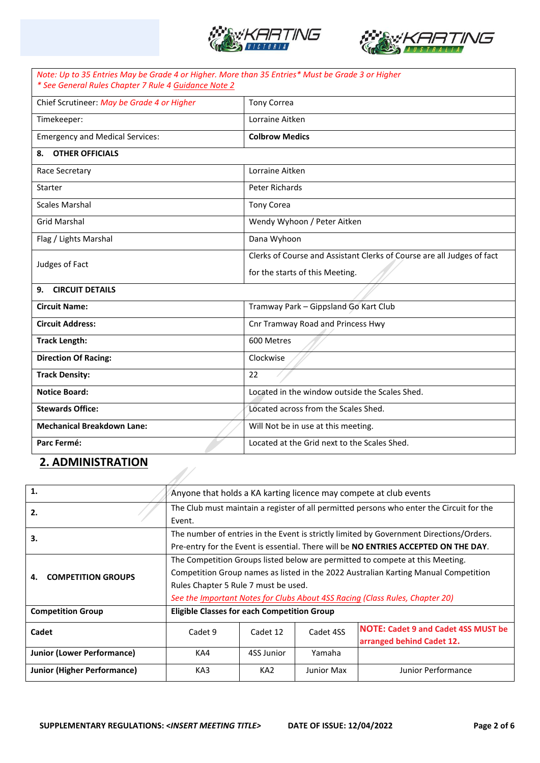| *Note: Up to 35 Entries May be Grade 4 or Higher. More than 35 Entries* Must be Grade 3 or Higher* <br> ** See General Rules Chapter 7 Rule 4 Guidance Note 2* | |
|---|---|
| Chief Scrutineer: *May be Grade 4 or Higher* | Tony Correa |
| Timekeeper: | Lorraine Aitken |
| Emergency and Medical Services: | **Colbrow Medics** |
| **8. OTHER OFFICIALS** | |
| Race Secretary | Lorraine Aitken |
| Starter | Peter Richards |
| Scales Marshal | Tony Corea |
| Grid Marshal | Wendy Wyhoon / Peter Aitken |
| Flag / Lights Marshal | Dana Wyhoon |
| Judges of Fact | Clerks of Course and Assistant Clerks of Course are all Judges of fact for the starts of this Meeting. |
| **9. CIRCUIT DETAILS** | |
| **Circuit Name:** | Tramway Park – Gippsland Go Kart Club |
| **Circuit Address:** | Cnr Tramway Road and Princess Hwy |
| **Track Length:** | 600 Metres |
| **Direction Of Racing:** | Clockwise |
| **Track Density:** | 22 |
| **Notice Board:** | Located in the window outside the Scales Shed. |
| **Stewards Office:** | Located across from the Scales Shed. |
| **Mechanical Breakdown Lane:** | Will Not be in use at this meeting. |
| **Parc Fermé:** | Located at the Grid next to the Scales Shed. |

## 2. ADMINISTRATION

| | | | | |
|---|---|---|---|---|
| **1.** | Anyone that holds a KA karting licence may compete at club events | | | |
| **2.** | The Club must maintain a register of all permitted persons who enter the Circuit for the Event. | | | |
| **3.** | The number of entries in the Event is strictly limited by Government Directions/Orders. Pre-entry for the Event is essential. There will be **NO ENTRIES ACCEPTED ON THE DAY**. | | | |
| **4. COMPETITION GROUPS** | The Competition Groups listed below are permitted to compete at this Meeting. Competition Group names as listed in the 2022 Australian Karting Manual Competition Rules Chapter 5 Rule 7 must be used. *See the Important Notes for Clubs About 4SS Racing (Class Rules, Chapter 20)* | | | |
| **Competition Group** | **Eligible Classes for each Competition Group** | | | |
| **Cadet** | Cadet 9 | Cadet 12 | Cadet 4SS | **NOTE: Cadet 9 and Cadet 4SS MUST be arranged behind Cadet 12.** |
| **Junior (Lower Performance)** | KA4 | 4SS Junior | Yamaha | |
| **Junior (Higher Performance)** | KA3 | KA2 | Junior Max | Junior Performance |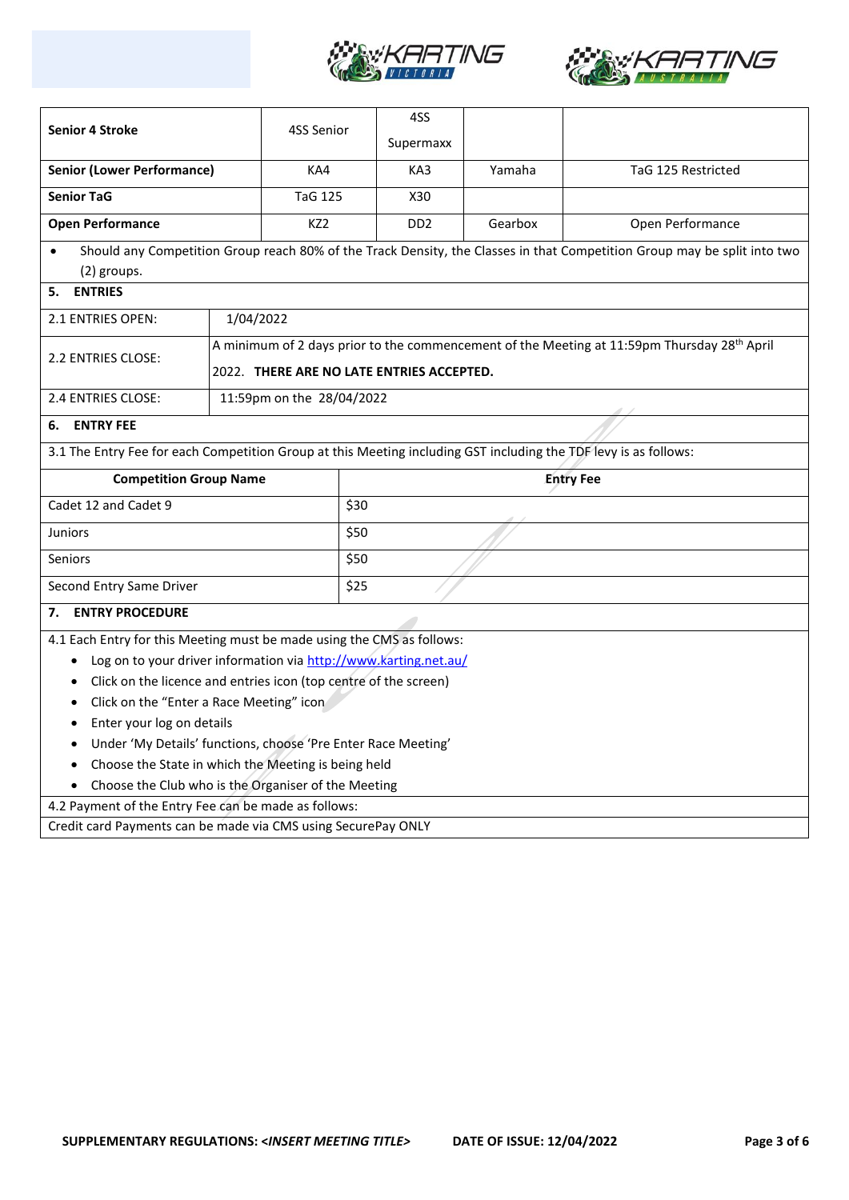| Senior 4 Stroke | 4SS Senior | 4SS Supermaxx | | |
|---|---|---|---|---|
| **Senior (Lower Performance)** | KA4 | KA3 | Yamaha | TaG 125 Restricted |
| **Senior TaG** | TaG 125 | X30 | | |
| **Open Performance** | KZ2 | DD2 | Gearbox | Open Performance |

- Should any Competition Group reach 80% of the Track Density, the Classes in that Competition Group may be split into two (2) groups.

## 5. ENTRIES

| | |
|---|---|
| 2.1 ENTRIES OPEN: | 1/04/2022 |
| 2.2 ENTRIES CLOSE: | A minimum of 2 days prior to the commencement of the Meeting at 11:59pm Thursday 28th April 2022. **THERE ARE NO LATE ENTRIES ACCEPTED.** |
| 2.4 ENTRIES CLOSE: | 11:59pm on the 28/04/2022 |

## 6. ENTRY FEE

3.1 The Entry Fee for each Competition Group at this Meeting including GST including the TDF levy is as follows:

| Competition Group Name | Entry Fee |
|---|---|
| Cadet 12 and Cadet 9 | $30 |
| Juniors | $50 |
| Seniors | $50 |
| Second Entry Same Driver | $25 |

## 7. ENTRY PROCEDURE

4.1 Each Entry for this Meeting must be made using the CMS as follows:

- Log on to your driver information via http://www.karting.net.au/
- Click on the licence and entries icon (top centre of the screen)
- Click on the "Enter a Race Meeting" icon
- Enter your log on details
- Under 'My Details' functions, choose 'Pre Enter Race Meeting'
- Choose the State in which the Meeting is being held
- Choose the Club who is the Organiser of the Meeting

4.2 Payment of the Entry Fee can be made as follows:

Credit card Payments can be made via CMS using SecurePay ONLY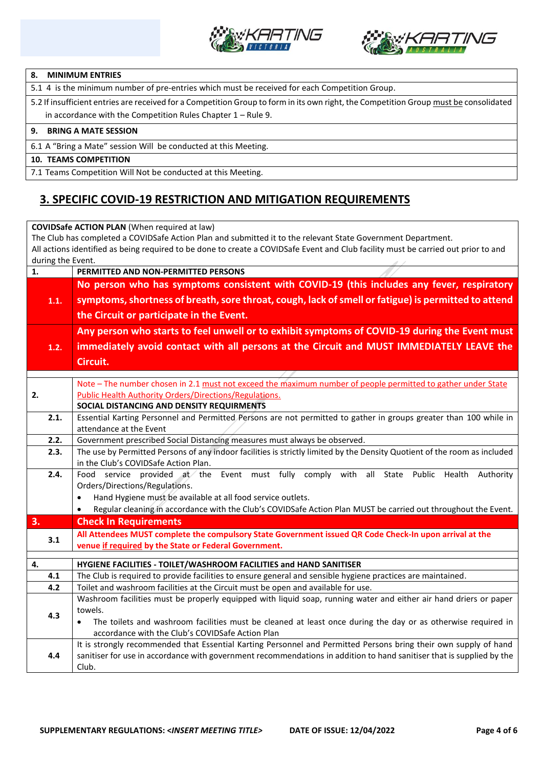| 8. MINIMUM ENTRIES |
|---|
| 5.1 4 is the minimum number of pre-entries which must be received for each Competition Group. |
| 5.2 If insufficient entries are received for a Competition Group to form in its own right, the Competition Group must be consolidated in accordance with the Competition Rules Chapter 1 – Rule 9. |
| **9. BRING A MATE SESSION** |
| 6.1 A "Bring a Mate" session Will be conducted at this Meeting. |
| **10. TEAMS COMPETITION** |
| 7.1 Teams Competition Will Not be conducted at this Meeting. |

## 3. SPECIFIC COVID-19 RESTRICTION AND MITIGATION REQUIREMENTS

**COVIDSafe ACTION PLAN** (When required at law)
The Club has completed a COVIDSafe Action Plan and submitted it to the relevant State Government Department.
All actions identified as being required to be done to create a COVIDSafe Event and Club facility must be carried out prior to and during the Event.

| | |
|---|---|
| **1.** | **PERMITTED AND NON-PERMITTED PERSONS** |
| **1.1.** | **No person who has symptoms consistent with COVID-19 (this includes any fever, respiratory symptoms, shortness of breath, sore throat, cough, lack of smell or fatigue) is permitted to attend the Circuit or participate in the Event.** |
| **1.2.** | **Any person who starts to feel unwell or to exhibit symptoms of COVID-19 during the Event must immediately avoid contact with all persons at the Circuit and MUST IMMEDIATELY LEAVE the Circuit.** |
| **2.** | Note – The number chosen in 2.1 must not exceed the maximum number of people permitted to gather under State Public Health Authority Orders/Directions/Regulations.<br>**SOCIAL DISTANCING AND DENSITY REQUIRMENTS** |
| **2.1.** | Essential Karting Personnel and Permitted Persons are not permitted to gather in groups greater than 100 while in attendance at the Event |
| **2.2.** | Government prescribed Social Distancing measures must always be observed. |
| **2.3.** | The use by Permitted Persons of any indoor facilities is strictly limited by the Density Quotient of the room as included in the Club's COVIDSafe Action Plan. |
| **2.4.** | Food service provided at the Event must fully comply with all State Public Health Authority Orders/Directions/Regulations.<br>• Hand Hygiene must be available at all food service outlets.<br>• Regular cleaning in accordance with the Club's COVIDSafe Action Plan MUST be carried out throughout the Event. |
| **3.** | **Check In Requirements** |
| **3.1** | **All Attendees MUST complete the compulsory State Government issued QR Code Check-In upon arrival at the venue if required by the State or Federal Government.** |
| **4.** | **HYGIENE FACILITIES - TOILET/WASHROOM FACILITIES and HAND SANITISER** |
| **4.1** | The Club is required to provide facilities to ensure general and sensible hygiene practices are maintained. |
| **4.2** | Toilet and washroom facilities at the Circuit must be open and available for use. |
| **4.3** | Washroom facilities must be properly equipped with liquid soap, running water and either air hand driers or paper towels.<br>• The toilets and washroom facilities must be cleaned at least once during the day or as otherwise required in accordance with the Club's COVIDSafe Action Plan |
| **4.4** | It is strongly recommended that Essential Karting Personnel and Permitted Persons bring their own supply of hand sanitiser for use in accordance with government recommendations in addition to hand sanitiser that is supplied by the Club. |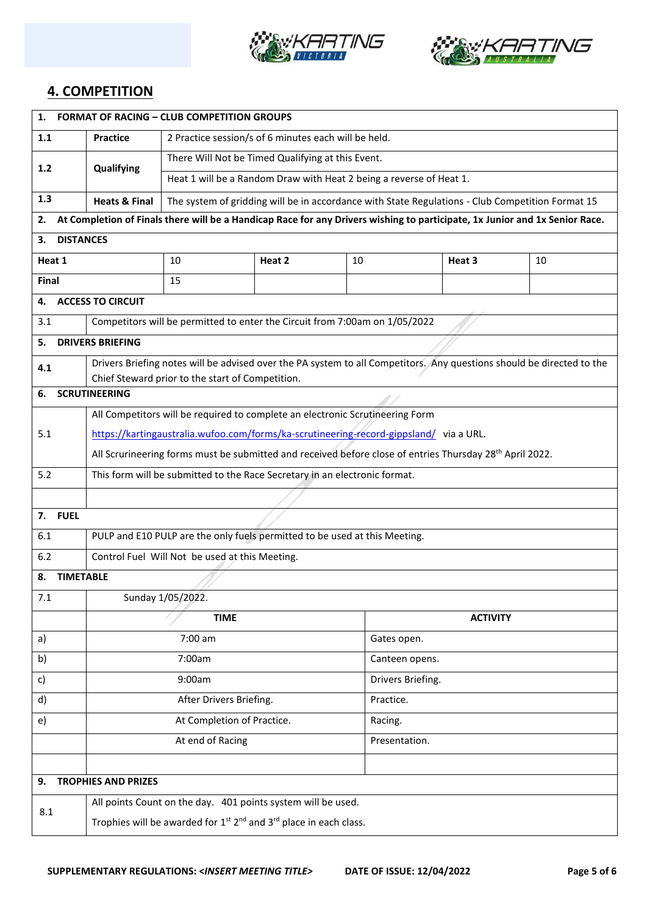## 4. COMPETITION

| | | | | | | |
|---|---|---|---|---|---|---|
| **1. FORMAT OF RACING – CLUB COMPETITION GROUPS** | | | | | | |
| 1.1 | **Practice** | 2 Practice session/s of 6 minutes each will be held. | | | | |
| 1.2 | **Qualifying** | There Will Not be Timed Qualifying at this Event. | | | | |
| | | Heat 1 will be a Random Draw with Heat 2 being a reverse of Heat 1. | | | | |
| 1.3 | **Heats & Final** | The system of gridding will be in accordance with State Regulations - Club Competition Format 15 | | | | |
| **2. At Completion of Finals there will be a Handicap Race for any Drivers wishing to participate, 1x Junior and 1x Senior Race.** | | | | | | |
| **3. DISTANCES** | | | | | | |
| **Heat 1** | | 10 | **Heat 2** | 10 | **Heat 3** | 10 |
| **Final** | | 15 | | | | |
| **4. ACCESS TO CIRCUIT** | | | | | | |
| 3.1 | Competitors will be permitted to enter the Circuit from 7:00am on 1/05/2022 | | | | | |
| **5. DRIVERS BRIEFING** | | | | | | |
| 4.1 | Drivers Briefing notes will be advised over the PA system to all Competitors. Any questions should be directed to the Chief Steward prior to the start of Competition. | | | | | |
| **6. SCRUTINEERING** | | | | | | |
| 5.1 | All Competitors will be required to complete an electronic Scrutineering Form<br>https://kartingaustralia.wufoo.com/forms/ka-scrutineering-record-gippsland/ via a URL.<br>All Scrurineering forms must be submitted and received before close of entries Thursday 28th April 2022. | | | | | |
| 5.2 | This form will be submitted to the Race Secretary in an electronic format. | | | | | |
| | | | | | | |
| **7. FUEL** | | | | | | |
| 6.1 | PULP and E10 PULP are the only fuels permitted to be used at this Meeting. | | | | | |
| 6.2 | Control Fuel Will Not be used at this Meeting. | | | | | |
| **8. TIMETABLE** | | | | | | |
| 7.1 | Sunday 1/05/2022. | | | | | |
| | **TIME** | | | **ACTIVITY** | | |
| a) | 7:00 am | | | Gates open. | | |
| b) | 7:00am | | | Canteen opens. | | |
| c) | 9:00am | | | Drivers Briefing. | | |
| d) | After Drivers Briefing. | | | Practice. | | |
| e) | At Completion of Practice. | | | Racing. | | |
| | At end of Racing | | | Presentation. | | |
| | | | | | | |
| **9. TROPHIES AND PRIZES** | | | | | | |
| 8.1 | All points Count on the day. 401 points system will be used.<br>Trophies will be awarded for 1st 2nd and 3rd place in each class. | | | | | |

**SUPPLEMENTARY REGULATIONS: <*INSERT MEETING TITLE*>** **DATE OF ISSUE: 12/04/2022**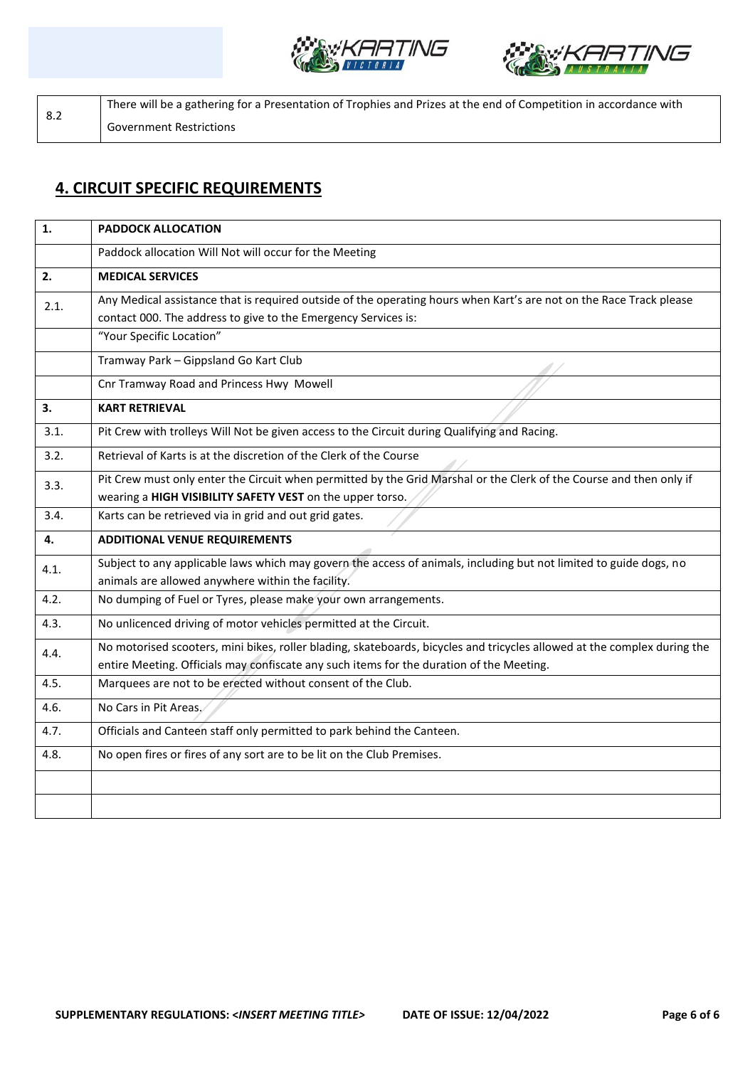| | |
|---|---|
| 8.2 | There will be a gathering for a Presentation of Trophies and Prizes at the end of Competition in accordance with Government Restrictions |

## 4. CIRCUIT SPECIFIC REQUIREMENTS

| | |
|---|---|
| **1.** | **PADDOCK ALLOCATION** |
| | Paddock allocation Will Not will occur for the Meeting |
| **2.** | **MEDICAL SERVICES** |
| 2.1. | Any Medical assistance that is required outside of the operating hours when Kart's are not on the Race Track please contact 000. The address to give to the Emergency Services is: |
| | "Your Specific Location" |
| | Tramway Park – Gippsland Go Kart Club |
| | Cnr Tramway Road and Princess Hwy Mowell |
| **3.** | **KART RETRIEVAL** |
| 3.1. | Pit Crew with trolleys Will Not be given access to the Circuit during Qualifying and Racing. |
| 3.2. | Retrieval of Karts is at the discretion of the Clerk of the Course |
| 3.3. | Pit Crew must only enter the Circuit when permitted by the Grid Marshal or the Clerk of the Course and then only if wearing a **HIGH VISIBILITY SAFETY VEST** on the upper torso. |
| 3.4. | Karts can be retrieved via in grid and out grid gates. |
| **4.** | **ADDITIONAL VENUE REQUIREMENTS** |
| 4.1. | Subject to any applicable laws which may govern the access of animals, including but not limited to guide dogs, no animals are allowed anywhere within the facility. |
| 4.2. | No dumping of Fuel or Tyres, please make your own arrangements. |
| 4.3. | No unlicenced driving of motor vehicles permitted at the Circuit. |
| 4.4. | No motorised scooters, mini bikes, roller blading, skateboards, bicycles and tricycles allowed at the complex during the entire Meeting. Officials may confiscate any such items for the duration of the Meeting. |
| 4.5. | Marquees are not to be erected without consent of the Club. |
| 4.6. | No Cars in Pit Areas. |
| 4.7. | Officials and Canteen staff only permitted to park behind the Canteen. |
| 4.8. | No open fires or fires of any sort are to be lit on the Club Premises. |
| | |
| | |